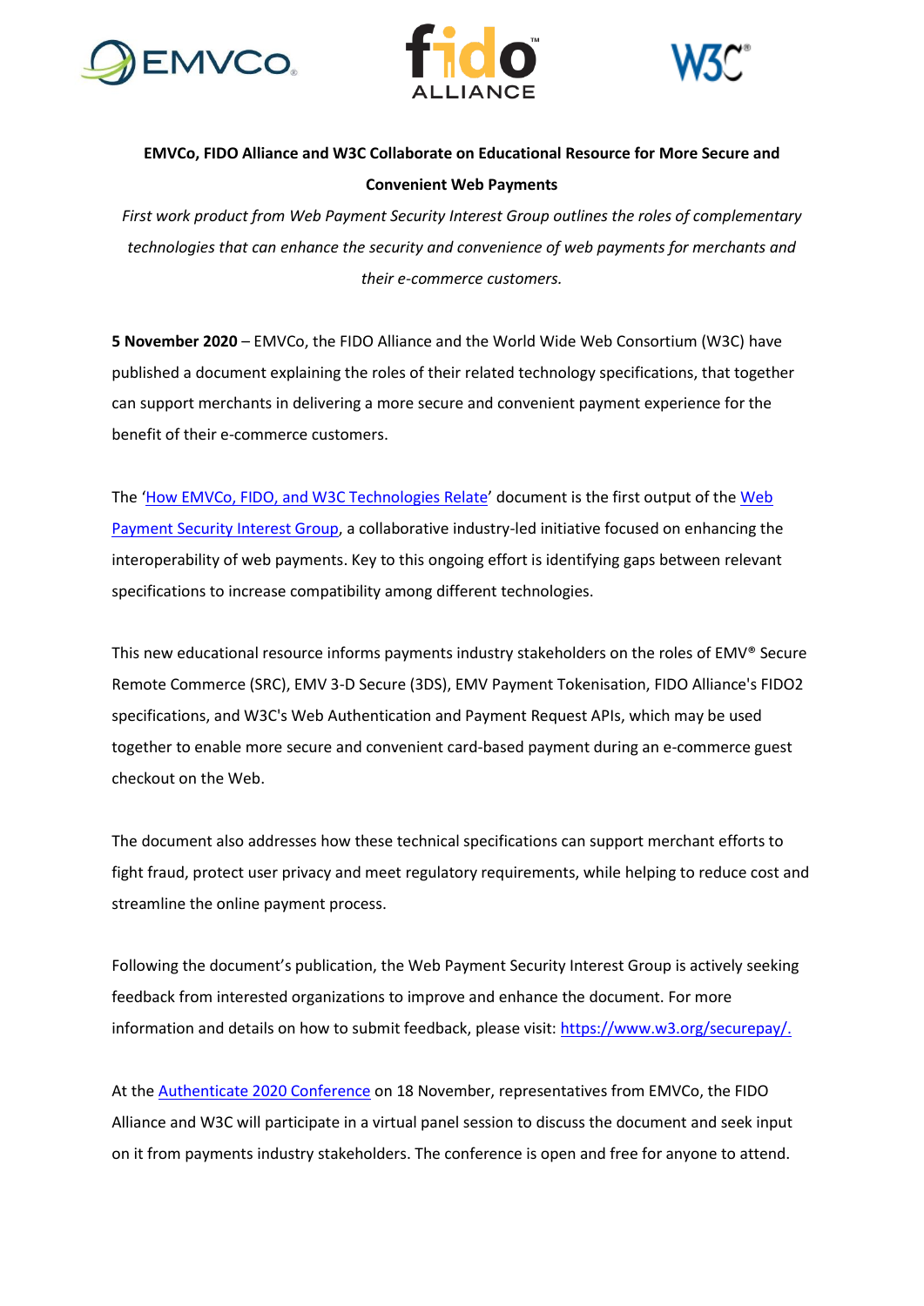**EMVCo, FIDO Alliance and W3C Collaborate on Educational Resource for More Secure and Convenient Web Payments**

*First work product from Web Payment Security Interest Group outlines the roles of complementary technologies that can enhance the security and convenience of web payments for merchants and their e-commerce customers.*

**5 November 2020** – EMVCo, the FIDO Alliance and the World Wide Web Consortium (W3C) have published a document explaining the roles of their related technology specifications, that together can support merchants in delivering a more secure and convenient payment experience for the benefit of their e-commerce customers.

The 'How EMVCo, FIDO, and W3C Technologies Relate' document is the first output of the Web Payment Security Interest Group, a collaborative industry-led initiative focused on enhancing the interoperability of web payments. Key to this ongoing effort is identifying gaps between relevant specifications to increase compatibility among different technologies.

This new educational resource informs payments industry stakeholders on the roles of EMV® Secure Remote Commerce (SRC), EMV 3-D Secure (3DS), EMV Payment Tokenisation, FIDO Alliance's FIDO2 specifications, and W3C's Web Authentication and Payment Request APIs, which may be used together to enable more secure and convenient card-based payment during an e-commerce guest checkout on the Web.

The document also addresses how these technical specifications can support merchant efforts to fight fraud, protect user privacy and meet regulatory requirements, while helping to reduce cost and streamline the online payment process.

Following the document's publication, the Web Payment Security Interest Group is actively seeking feedback from interested organizations to improve and enhance the document. For more information and details on how to submit feedback, please visit: https://www.w3.org/securepay/.

At the Authenticate 2020 Conference on 18 November, representatives from EMVCo, the FIDO Alliance and W3C will participate in a virtual panel session to discuss the document and seek input on it from payments industry stakeholders. The conference is open and free for anyone to attend.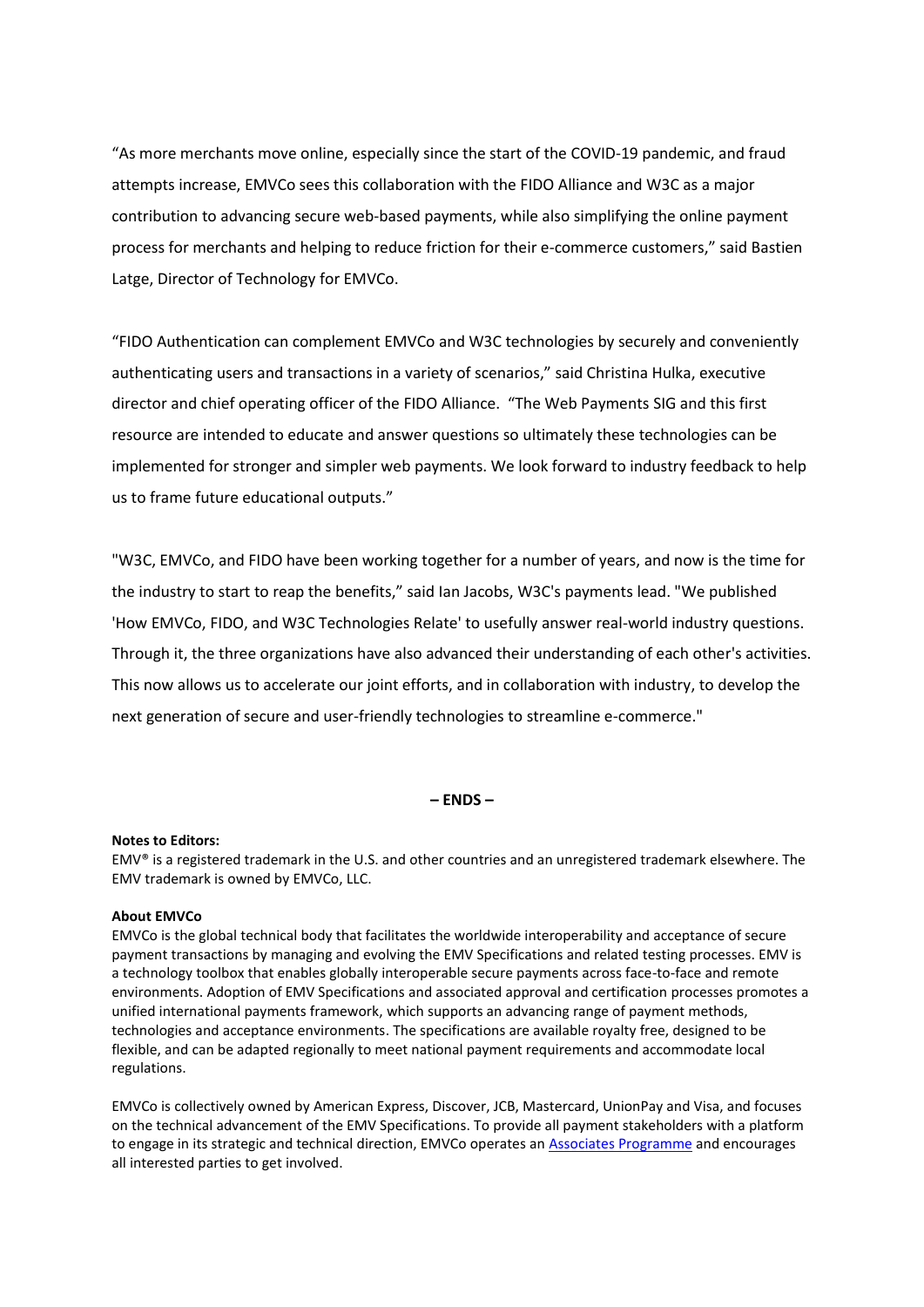"As more merchants move online, especially since the start of the COVID-19 pandemic, and fraud attempts increase, EMVCo sees this collaboration with the FIDO Alliance and W3C as a major contribution to advancing secure web-based payments, while also simplifying the online payment process for merchants and helping to reduce friction for their e-commerce customers," said Bastien Latge, Director of Technology for EMVCo.

"FIDO Authentication can complement EMVCo and W3C technologies by securely and conveniently authenticating users and transactions in a variety of scenarios," said Christina Hulka, executive director and chief operating officer of the FIDO Alliance. "The Web Payments SIG and this first resource are intended to educate and answer questions so ultimately these technologies can be implemented for stronger and simpler web payments. We look forward to industry feedback to help us to frame future educational outputs."

"W3C, EMVCo, and FIDO have been working together for a number of years, and now is the time for the industry to start to reap the benefits," said Ian Jacobs, W3C's payments lead. "We published 'How EMVCo, FIDO, and W3C Technologies Relate' to usefully answer real-world industry questions. Through it, the three organizations have also advanced their understanding of each other's activities. This now allows us to accelerate our joint efforts, and in collaboration with industry, to develop the next generation of secure and user-friendly technologies to streamline e-commerce."

**– ENDS –**

**Notes to Editors:**

EMV® is a registered trademark in the U.S. and other countries and an unregistered trademark elsewhere. The EMV trademark is owned by EMVCo, LLC.

**About EMVCo**

EMVCo is the global technical body that facilitates the worldwide interoperability and acceptance of secure payment transactions by managing and evolving the EMV Specifications and related testing processes. EMV is a technology toolbox that enables globally interoperable secure payments across face-to-face and remote environments. Adoption of EMV Specifications and associated approval and certification processes promotes a unified international payments framework, which supports an advancing range of payment methods, technologies and acceptance environments. The specifications are available royalty free, designed to be flexible, and can be adapted regionally to meet national payment requirements and accommodate local regulations.

EMVCo is collectively owned by American Express, Discover, JCB, Mastercard, UnionPay and Visa, and focuses on the technical advancement of the EMV Specifications. To provide all payment stakeholders with a platform to engage in its strategic and technical direction, EMVCo operates an Associates Programme and encourages all interested parties to get involved.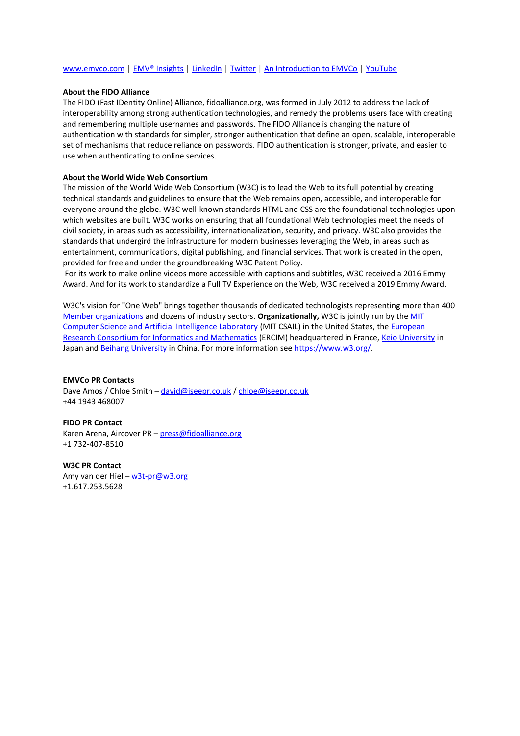[www.emvco.com](http://www.emvco.com) | [EMV® Insights]() | [LinkedIn]() | [Twitter]() | [An Introduction to EMVCo]() | [YouTube]()

**About the FIDO Alliance**

The FIDO (Fast IDentity Online) Alliance, fidoalliance.org, was formed in July 2012 to address the lack of interoperability among strong authentication technologies, and remedy the problems users face with creating and remembering multiple usernames and passwords. The FIDO Alliance is changing the nature of authentication with standards for simpler, stronger authentication that define an open, scalable, interoperable set of mechanisms that reduce reliance on passwords. FIDO authentication is stronger, private, and easier to use when authenticating to online services.

**About the World Wide Web Consortium**

The mission of the World Wide Web Consortium (W3C) is to lead the Web to its full potential by creating technical standards and guidelines to ensure that the Web remains open, accessible, and interoperable for everyone around the globe. W3C well-known standards HTML and CSS are the foundational technologies upon which websites are built. W3C works on ensuring that all foundational Web technologies meet the needs of civil society, in areas such as accessibility, internationalization, security, and privacy. W3C also provides the standards that undergird the infrastructure for modern businesses leveraging the Web, in areas such as entertainment, communications, digital publishing, and financial services. That work is created in the open, provided for free and under the groundbreaking W3C Patent Policy.

For its work to make online videos more accessible with captions and subtitles, W3C received a 2016 Emmy Award. And for its work to standardize a Full TV Experience on the Web, W3C received a 2019 Emmy Award.

W3C's vision for "One Web" brings together thousands of dedicated technologists representing more than 400 [Member organizations]() and dozens of industry sectors. **Organizationally,** W3C is jointly run by the [MIT Computer Science and Artificial Intelligence Laboratory]() (MIT CSAIL) in the United States, the [European Research Consortium for Informatics and Mathematics]() (ERCIM) headquartered in France, [Keio University]() in Japan and [Beihang University]() in China. For more information see [https://www.w3.org/](https://www.w3.org/).

**EMVCo PR Contacts**

Dave Amos / Chloe Smith – [david@iseepr.co.uk](mailto:david@iseepr.co.uk) / [chloe@iseepr.co.uk](mailto:chloe@iseepr.co.uk)
+44 1943 468007

**FIDO PR Contact**

Karen Arena, Aircover PR – [press@fidoalliance.org](mailto:press@fidoalliance.org)
+1 732-407-8510

**W3C PR Contact**

Amy van der Hiel – [w3t-pr@w3.org](mailto:w3t-pr@w3.org)
+1.617.253.5628